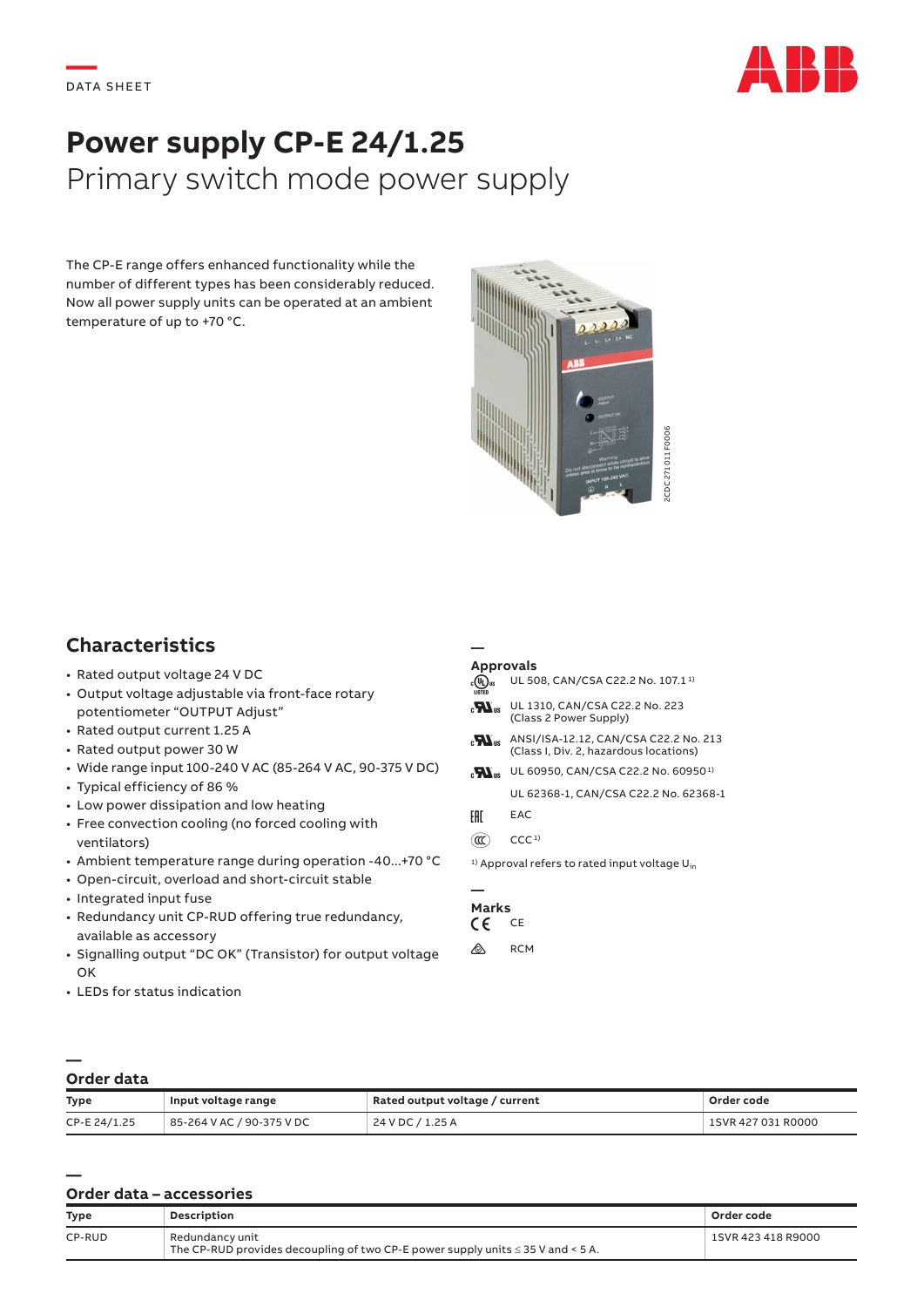DATA SHEET

# Power supply CP-E 24/1.25

## Primary switch mode power supply

The CP-E range offers enhanced functionality while the number of different types has been considerably reduced. Now all power supply units can be operated at an ambient temperature of up to +70 °C.

2CDC 271 011 F0006

## Characteristics

- Rated output voltage 24 V DC
- Output voltage adjustable via front-face rotary potentiometer "OUTPUT Adjust"
- Rated output current 1.25 A
- Rated output power 30 W
- Wide range input 100-240 V AC (85-264 V AC, 90-375 V DC)
- Typical efficiency of 86 %
- Low power dissipation and low heating
- Free convection cooling (no forced cooling with ventilators)
- Ambient temperature range during operation -40...+70 °C
- Open-circuit, overload and short-circuit stable
- Integrated input fuse
- Redundancy unit CP-RUD offering true redundancy, available as accessory
- Signalling output "DC OK" (Transistor) for output voltage OK
- LEDs for status indication

### Approvals

- UL 508, CAN/CSA C22.2 No. 107.1 [1]
- UL 1310, CAN/CSA C22.2 No. 223 (Class 2 Power Supply)
- ANSI/ISA-12.12, CAN/CSA C22.2 No. 213 (Class I, Div. 2, hazardous locations)
- UL 60950, CAN/CSA C22.2 No. 60950 [1]
- UL 62368-1, CAN/CSA C22.2 No. 62368-1
- EAC
- CCC [1]

[1] Approval refers to rated input voltage $U_{in}$

### Marks

- CE
- RCM

## Order data

| Type | Input voltage range | Rated output voltage / current | Order code |
|---|---|---|---|
| CP-E 24/1.25 | 85-264 V AC / 90-375 V DC | 24 V DC / 1.25 A | 1SVR 427 031 R0000 |

## Order data – accessories

| Type | Description | Order code |
|---|---|---|
| CP-RUD | Redundancy unit<br>The CP-RUD provides decoupling of two CP-E power supply units ≤ 35 V and < 5 A. | 1SVR 423 418 R9000 |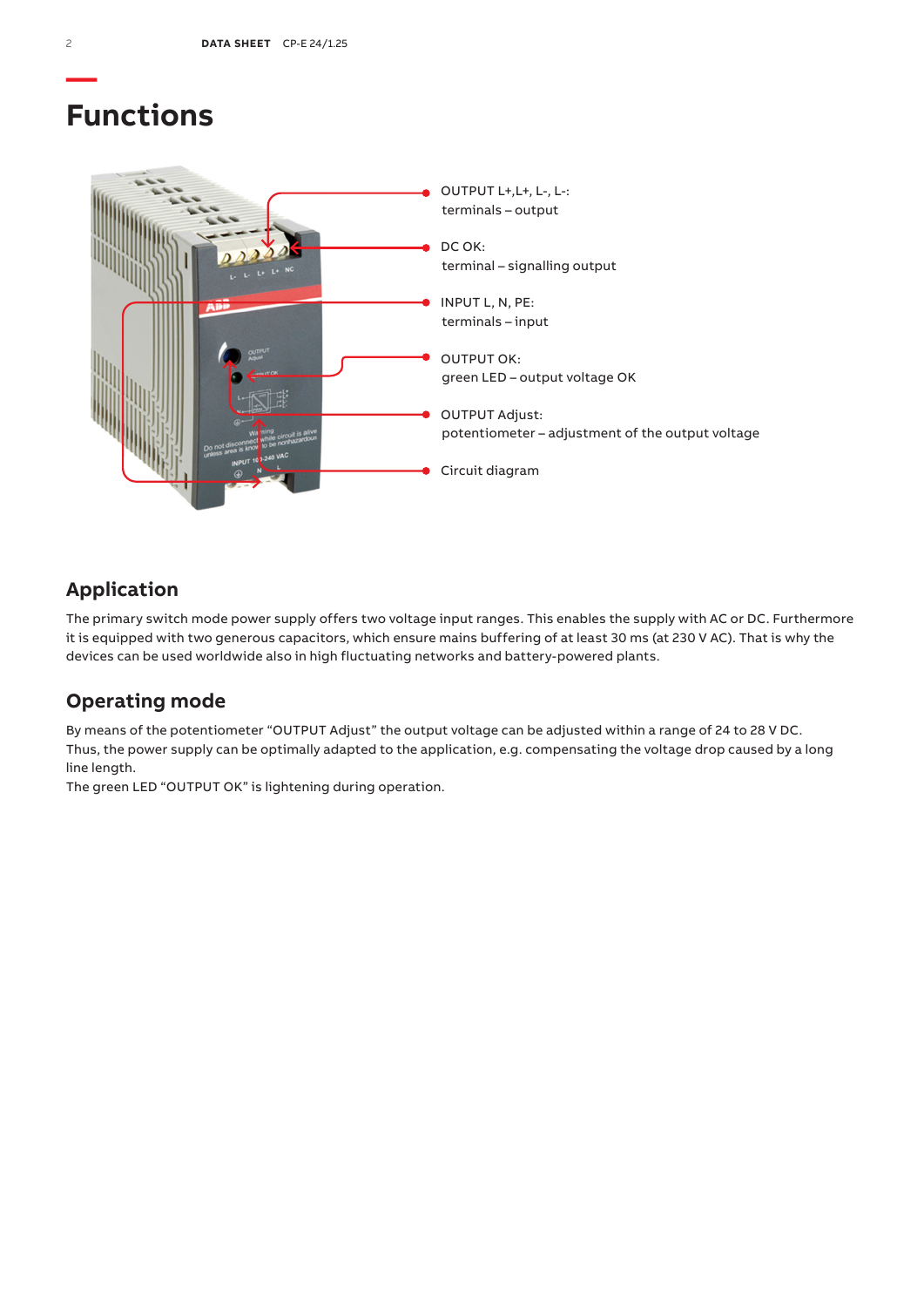# Functions

OUTPUT L+,L+, L-, L-:
terminals – output

DC OK:
terminal – signalling output

INPUT L, N, PE:
terminals – input

OUTPUT OK:
green LED – output voltage OK

OUTPUT Adjust:
potentiometer – adjustment of the output voltage

Circuit diagram

## Application

The primary switch mode power supply offers two voltage input ranges. This enables the supply with AC or DC. Furthermore it is equipped with two generous capacitors, which ensure mains buffering of at least 30 ms (at 230 V AC). That is why the devices can be used worldwide also in high fluctuating networks and battery-powered plants.

## Operating mode

By means of the potentiometer “OUTPUT Adjust” the output voltage can be adjusted within a range of 24 to 28 V DC. Thus, the power supply can be optimally adapted to the application, e.g. compensating the voltage drop caused by a long line length.
The green LED “OUTPUT OK” is lightening during operation.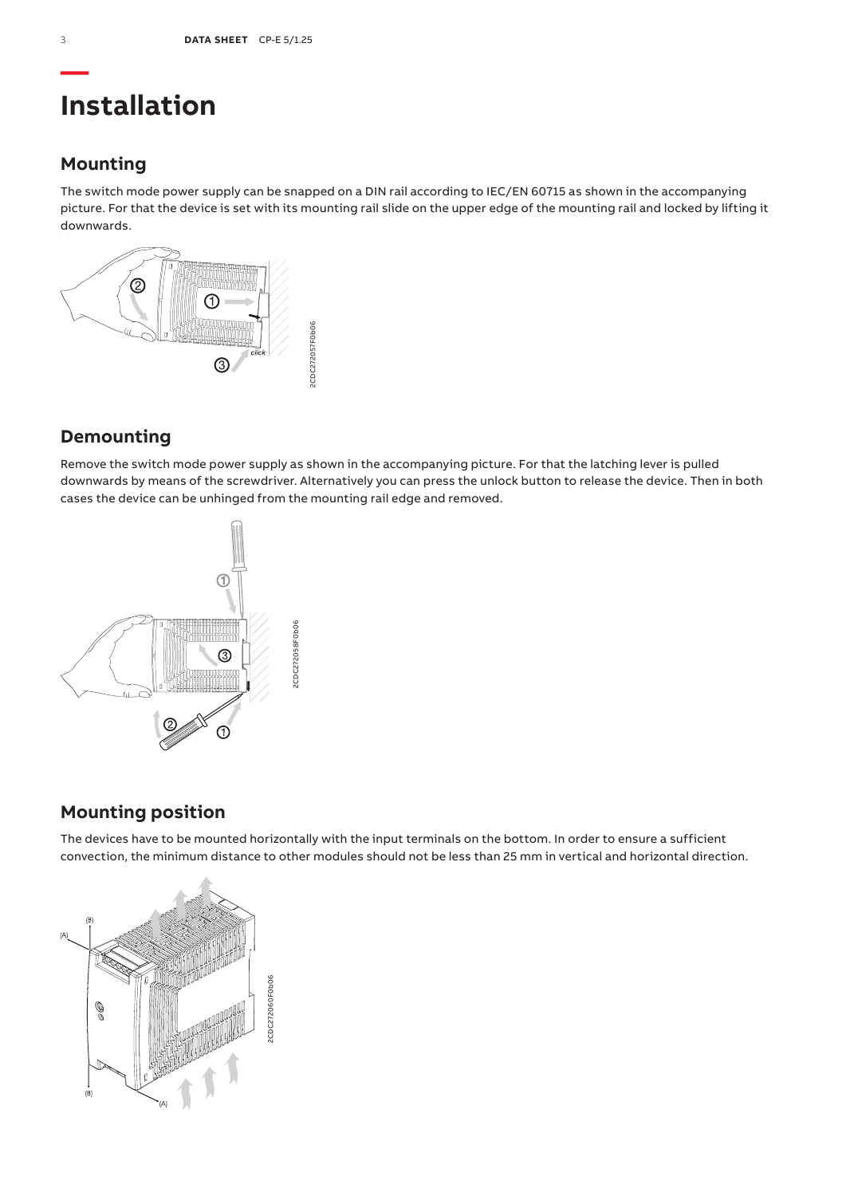# Installation

## Mounting

The switch mode power supply can be snapped on a DIN rail according to IEC/EN 60715 as shown in the accompanying picture. For that the device is set with its mounting rail slide on the upper edge of the mounting rail and locked by lifting it downwards.

2CDC272057F0b06

## Demounting

Remove the switch mode power supply as shown in the accompanying picture. For that the latching lever is pulled downwards by means of the screwdriver. Alternatively you can press the unlock button to release the device. Then in both cases the device can be unhinged from the mounting rail edge and removed.

2CDC272058F0b06

## Mounting position

The devices have to be mounted horizontally with the input terminals on the bottom. In order to ensure a sufficient convection, the minimum distance to other modules should not be less than 25 mm in vertical and horizontal direction.

2CDC272060F0b06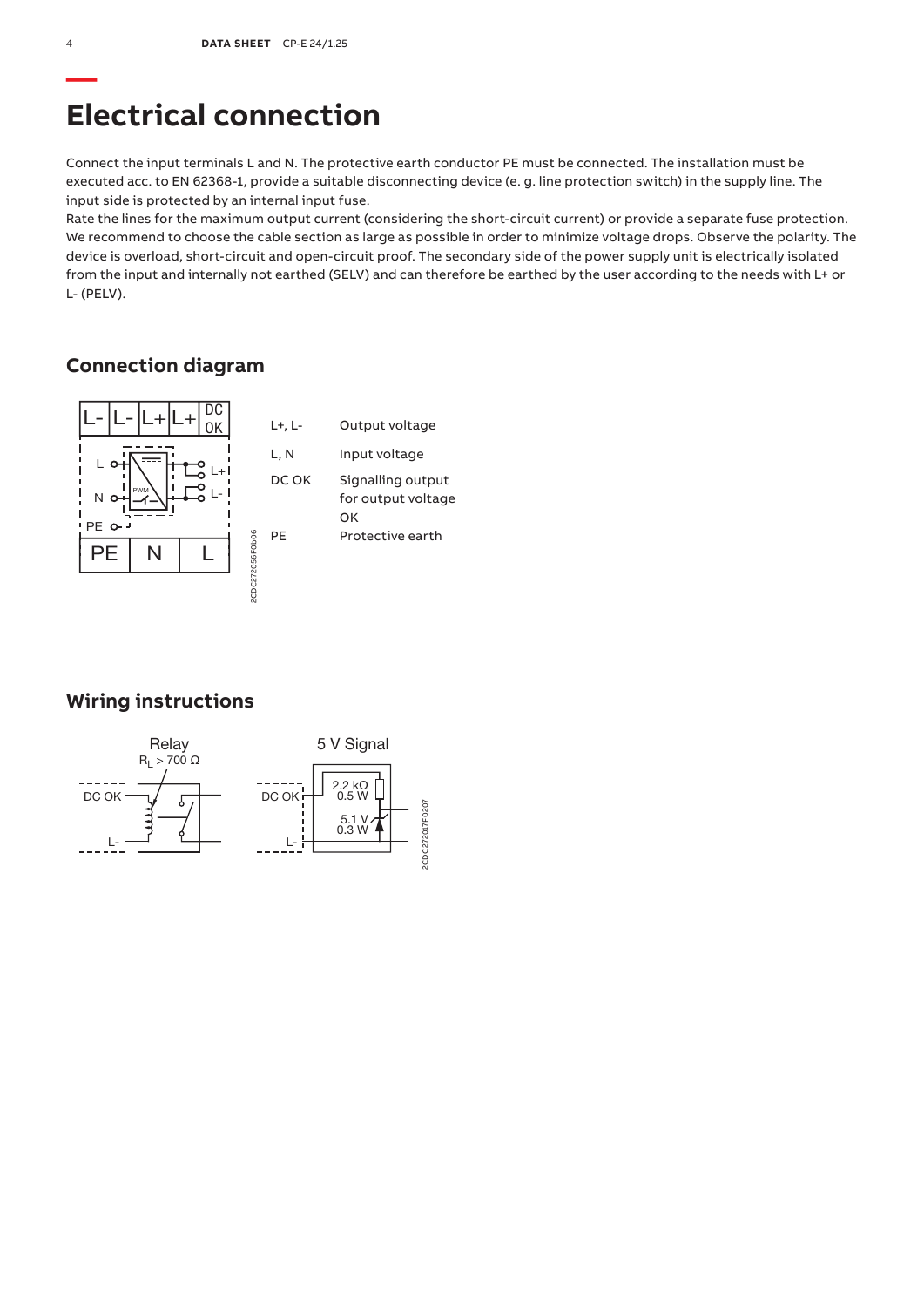// Electrical connection

Connect the input terminals L and N. The protective earth conductor PE must be connected. The installation must be executed acc. to EN 62368-1, provide a suitable disconnecting device (e. g. line protection switch) in the supply line. The input side is protected by an internal input fuse.
Rate the lines for the maximum output current (considering the short-circuit current) or provide a separate fuse protection. We recommend to choose the cable section as large as possible in order to minimize voltage drops. Observe the polarity. The device is overload, short-circuit and open-circuit proof. The secondary side of the power supply unit is electrically isolated from the input and internally not earthed (SELV) and can therefore be earthed by the user according to the needs with L+ or L- (PELV).

## Connection diagram

| | |
|---|---|
| L+, L- | Output voltage |
| L, N | Input voltage |
| DC OK | Signalling output for output voltage OK |
| PE | Protective earth |

## Wiring instructions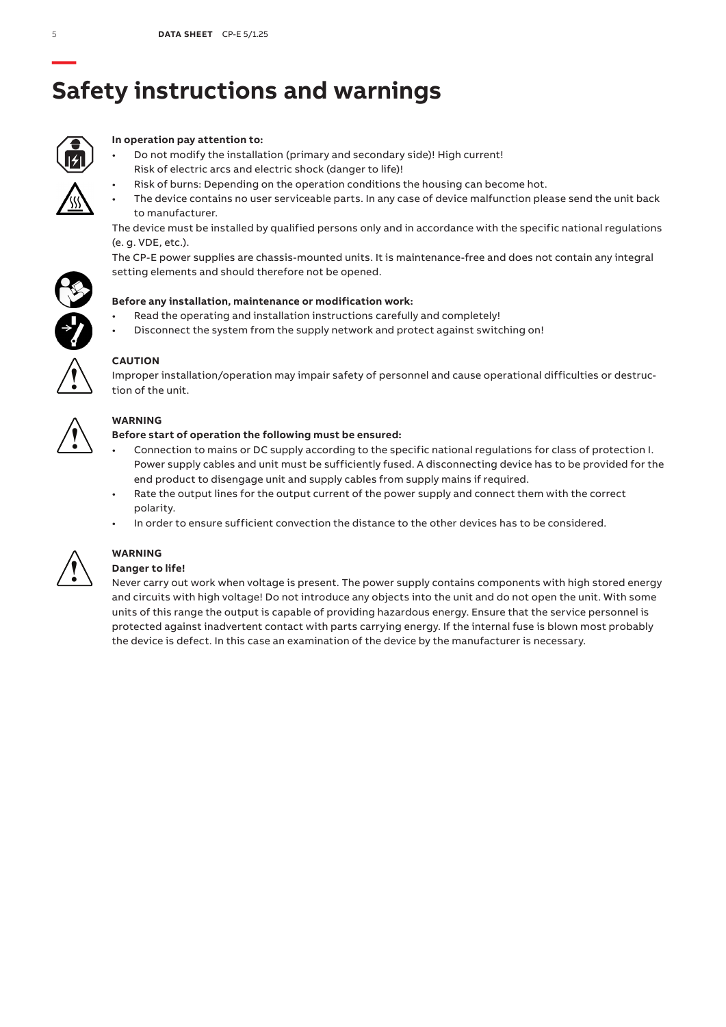# Safety instructions and warnings

**In operation pay attention to:**

- Do not modify the installation (primary and secondary side)! High current! Risk of electric arcs and electric shock (danger to life)!
- Risk of burns: Depending on the operation conditions the housing can become hot.
- The device contains no user serviceable parts. In any case of device malfunction please send the unit back to manufacturer.

The device must be installed by qualified persons only and in accordance with the specific national regulations (e. g. VDE, etc.).

The CP-E power supplies are chassis-mounted units. It is maintenance-free and does not contain any integral setting elements and should therefore not be opened.

**Before any installation, maintenance or modification work:**

- Read the operating and installation instructions carefully and completely!
- Disconnect the system from the supply network and protect against switching on!

**CAUTION**

Improper installation/operation may impair safety of personnel and cause operational difficulties or destruction of the unit.

**WARNING**

**Before start of operation the following must be ensured:**

- Connection to mains or DC supply according to the specific national regulations for class of protection I. Power supply cables and unit must be sufficiently fused. A disconnecting device has to be provided for the end product to disengage unit and supply cables from supply mains if required.
- Rate the output lines for the output current of the power supply and connect them with the correct polarity.
- In order to ensure sufficient convection the distance to the other devices has to be considered.

**WARNING**

**Danger to life!**

Never carry out work when voltage is present. The power supply contains components with high stored energy and circuits with high voltage! Do not introduce any objects into the unit and do not open the unit. With some units of this range the output is capable of providing hazardous energy. Ensure that the service personnel is protected against inadvertent contact with parts carrying energy. If the internal fuse is blown most probably the device is defect. In this case an examination of the device by the manufacturer is necessary.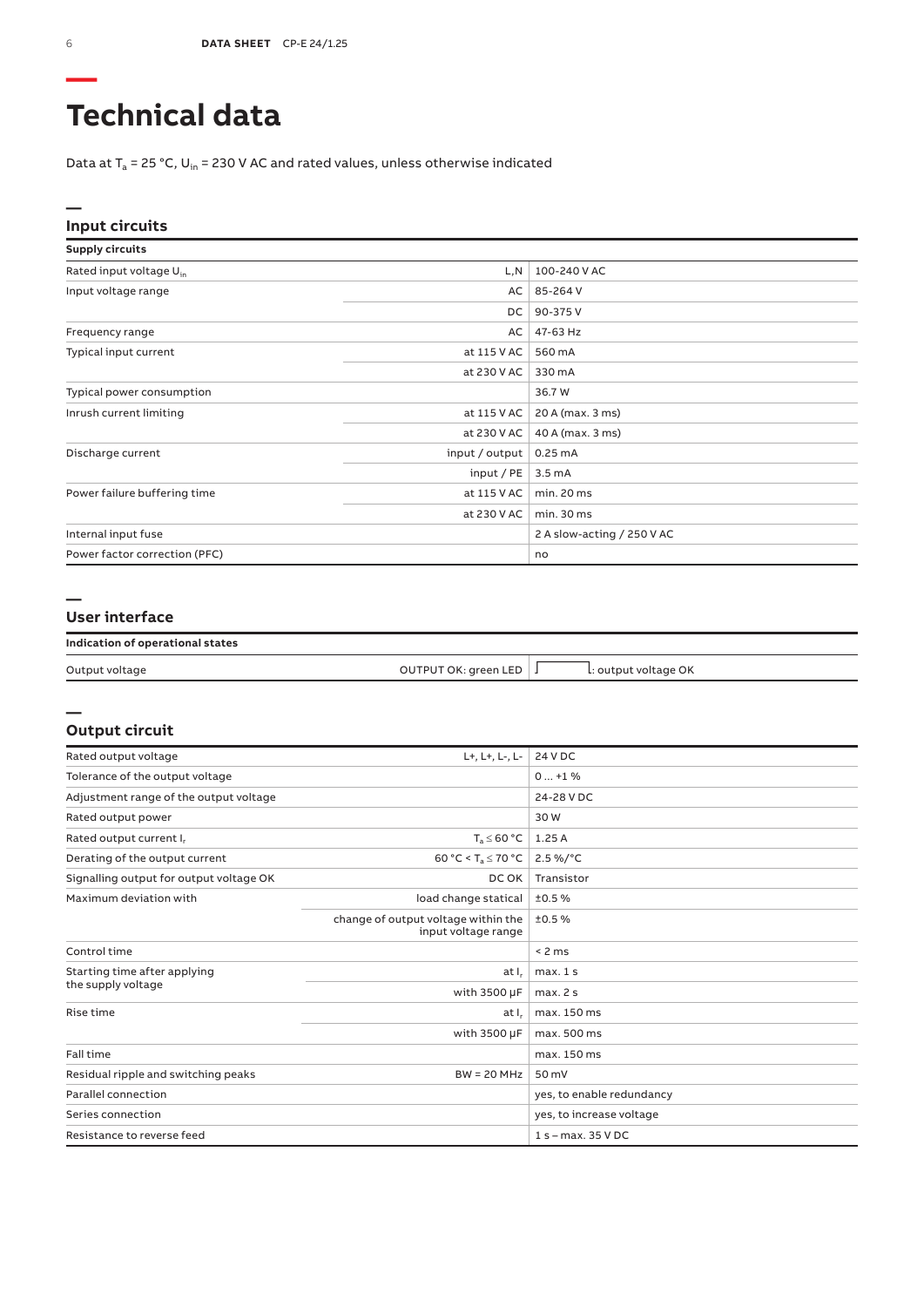# Technical data

Data at $T_a$ = 25 °C, $U_{in}$ = 230 V AC and rated values, unless otherwise indicated

## Input circuits

| Supply circuits | | |
|---|---|---|
| Rated input voltage $U_{in}$ | L,N | 100-240 V AC |
| Input voltage range | AC | 85-264 V |
| | DC | 90-375 V |
| Frequency range | AC | 47-63 Hz |
| Typical input current | at 115 V AC | 560 mA |
| | at 230 V AC | 330 mA |
| Typical power consumption | | 36.7 W |
| Inrush current limiting | at 115 V AC | 20 A (max. 3 ms) |
| | at 230 V AC | 40 A (max. 3 ms) |
| Discharge current | input / output | 0.25 mA |
| | input / PE | 3.5 mA |
| Power failure buffering time | at 115 V AC | min. 20 ms |
| | at 230 V AC | min. 30 ms |
| Internal input fuse | | 2 A slow-acting / 250 V AC |
| Power factor correction (PFC) | | no |

## User interface

| Indication of operational states | | |
|---|---|---|
| Output voltage | OUTPUT OK: green LED | : output voltage OK |

## Output circuit

| Rated output voltage | L+, L+, L-, L- | 24 V DC |
|---|---|---|
| Tolerance of the output voltage | | 0 … +1 % |
| Adjustment range of the output voltage | | 24-28 V DC |
| Rated output power | | 30 W |
| Rated output current $I_r$ | $T_a \leq 60$ °C | 1.25 A |
| Derating of the output current | 60 °C < $T_a \leq 70$ °C | 2.5 %/°C |
| Signalling output for output voltage OK | DC OK | Transistor |
| Maximum deviation with | load change statical | ±0.5 % |
| | change of output voltage within the input voltage range | ±0.5 % |
| Control time | | < 2 ms |
| Starting time after applying the supply voltage | at $I_r$ | max. 1 s |
| | with 3500 µF | max. 2 s |
| Rise time | at $I_r$ | max. 150 ms |
| | with 3500 µF | max. 500 ms |
| Fall time | | max. 150 ms |
| Residual ripple and switching peaks | BW = 20 MHz | 50 mV |
| Parallel connection | | yes, to enable redundancy |
| Series connection | | yes, to increase voltage |
| Resistance to reverse feed | | 1 s – max. 35 V DC |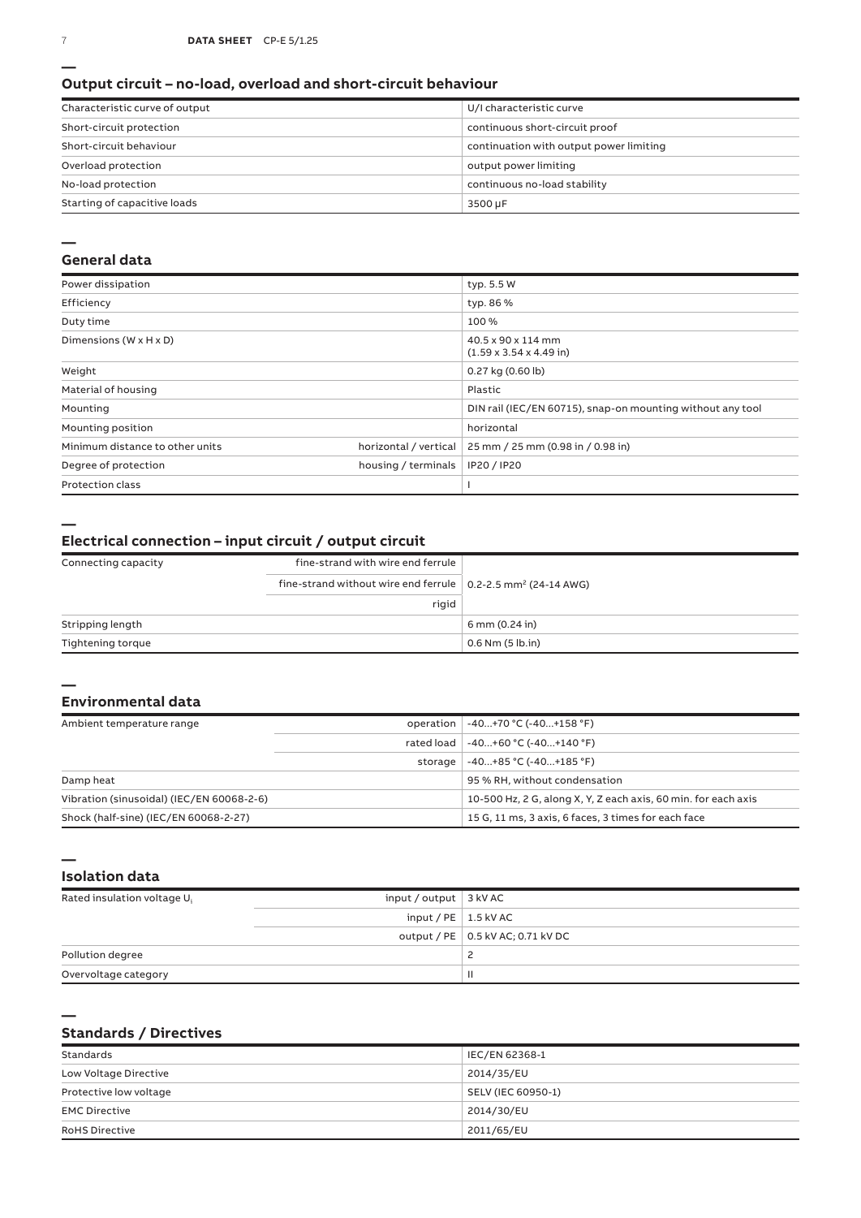## Output circuit – no-load, overload and short-circuit behaviour

| | |
|---|---|
| Characteristic curve of output | U/I characteristic curve |
| Short-circuit protection | continuous short-circuit proof |
| Short-circuit behaviour | continuation with output power limiting |
| Overload protection | output power limiting |
| No-load protection | continuous no-load stability |
| Starting of capacitive loads | 3500 µF |

## General data

| | | |
|---|---|---|
| Power dissipation | | typ. 5.5 W |
| Efficiency | | typ. 86 % |
| Duty time | | 100 % |
| Dimensions (W x H x D) | | 40.5 x 90 x 114 mm<br>(1.59 x 3.54 x 4.49 in) |
| Weight | | 0.27 kg (0.60 lb) |
| Material of housing | | Plastic |
| Mounting | | DIN rail (IEC/EN 60715), snap-on mounting without any tool |
| Mounting position | | horizontal |
| Minimum distance to other units | horizontal / vertical | 25 mm / 25 mm (0.98 in / 0.98 in) |
| Degree of protection | housing / terminals | IP20 / IP20 |
| Protection class | | I |

## Electrical connection – input circuit / output circuit

| | | |
|---|---|---|
| Connecting capacity | fine-strand with wire end ferrule | |
| | fine-strand without wire end ferrule | 0.2-2.5 mm² (24-14 AWG) |
| | rigid | |
| Stripping length | | 6 mm (0.24 in) |
| Tightening torque | | 0.6 Nm (5 lb.in) |

## Environmental data

| | | |
|---|---|---|
| Ambient temperature range | operation | -40...+70 °C (-40...+158 °F) |
| | rated load | -40...+60 °C (-40...+140 °F) |
| | storage | -40...+85 °C (-40...+185 °F) |
| Damp heat | | 95 % RH, without condensation |
| Vibration (sinusoidal) (IEC/EN 60068-2-6) | | 10-500 Hz, 2 G, along X, Y, Z each axis, 60 min. for each axis |
| Shock (half-sine) (IEC/EN 60068-2-27) | | 15 G, 11 ms, 3 axis, 6 faces, 3 times for each face |

## Isolation data

| | | |
|---|---|---|
| Rated insulation voltage $U_i$ | input / output | 3 kV AC |
| | input / PE | 1.5 kV AC |
| | output / PE | 0.5 kV AC; 0.71 kV DC |
| Pollution degree | | 2 |
| Overvoltage category | | II |

## Standards / Directives

| | |
|---|---|
| Standards | IEC/EN 62368-1 |
| Low Voltage Directive | 2014/35/EU |
| Protective low voltage | SELV (IEC 60950-1) |
| EMC Directive | 2014/30/EU |
| RoHS Directive | 2011/65/EU |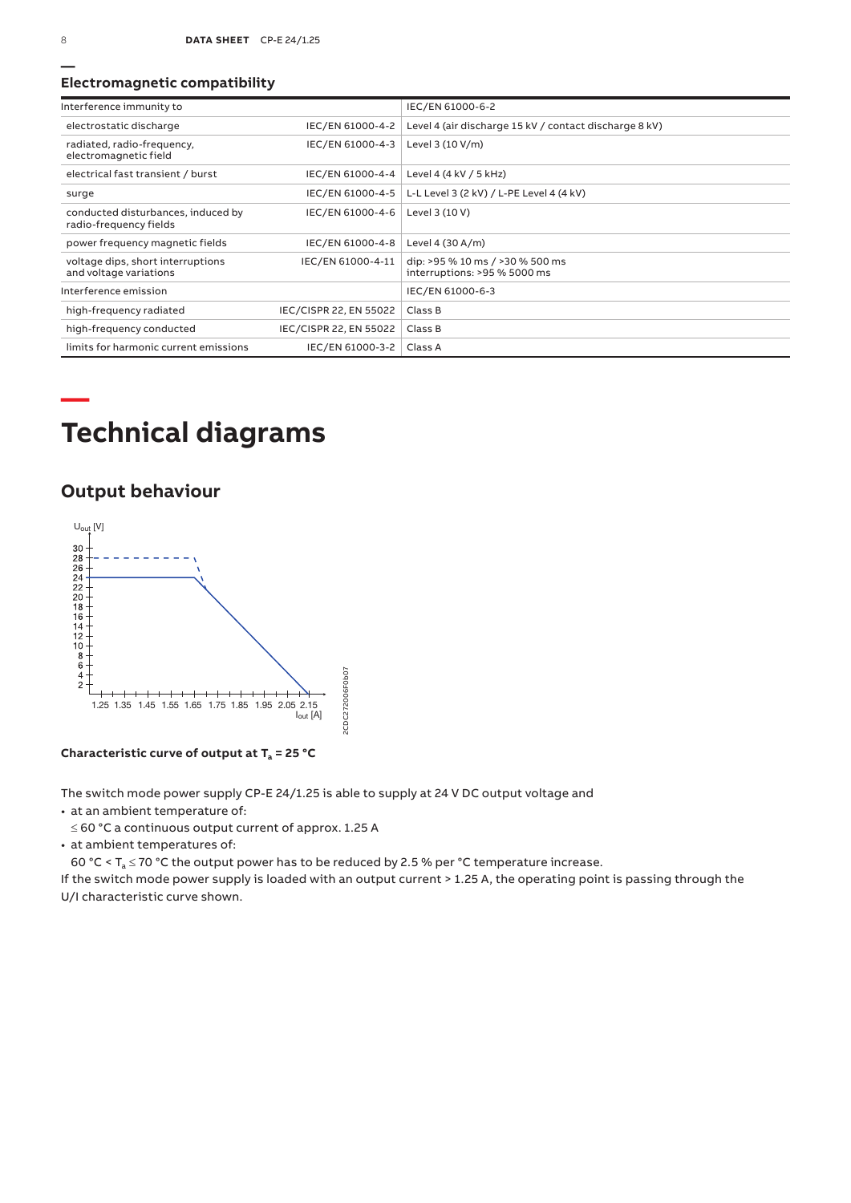## Electromagnetic compatibility

| Interference immunity to | | IEC/EN 61000-6-2 |
|---|---|---|
| electrostatic discharge | IEC/EN 61000-4-2 | Level 4 (air discharge 15 kV / contact discharge 8 kV) |
| radiated, radio-frequency, electromagnetic field | IEC/EN 61000-4-3 | Level 3 (10 V/m) |
| electrical fast transient / burst | IEC/EN 61000-4-4 | Level 4 (4 kV / 5 kHz) |
| surge | IEC/EN 61000-4-5 | L-L Level 3 (2 kV) / L-PE Level 4 (4 kV) |
| conducted disturbances, induced by radio-frequency fields | IEC/EN 61000-4-6 | Level 3 (10 V) |
| power frequency magnetic fields | IEC/EN 61000-4-8 | Level 4 (30 A/m) |
| voltage dips, short interruptions and voltage variations | IEC/EN 61000-4-11 | dip: >95 % 10 ms / >30 % 500 ms interruptions: >95 % 5000 ms |
| Interference emission | | IEC/EN 61000-6-3 |
| high-frequency radiated | IEC/CISPR 22, EN 55022 | Class B |
| high-frequency conducted | IEC/CISPR 22, EN 55022 | Class B |
| limits for harmonic current emissions | IEC/EN 61000-3-2 | Class A |

# Technical diagrams

## Output behaviour

**Characteristic curve of output at $T_a$ = 25 °C**

The switch mode power supply CP-E 24/1.25 is able to supply at 24 V DC output voltage and

- at an ambient temperature of:
  ≤ 60 °C a continuous output current of approx. 1.25 A
- at ambient temperatures of:
  60 °C < $T_a$ ≤ 70 °C the output power has to be reduced by 2.5 % per °C temperature increase.

If the switch mode power supply is loaded with an output current > 1.25 A, the operating point is passing through the U/I characteristic curve shown.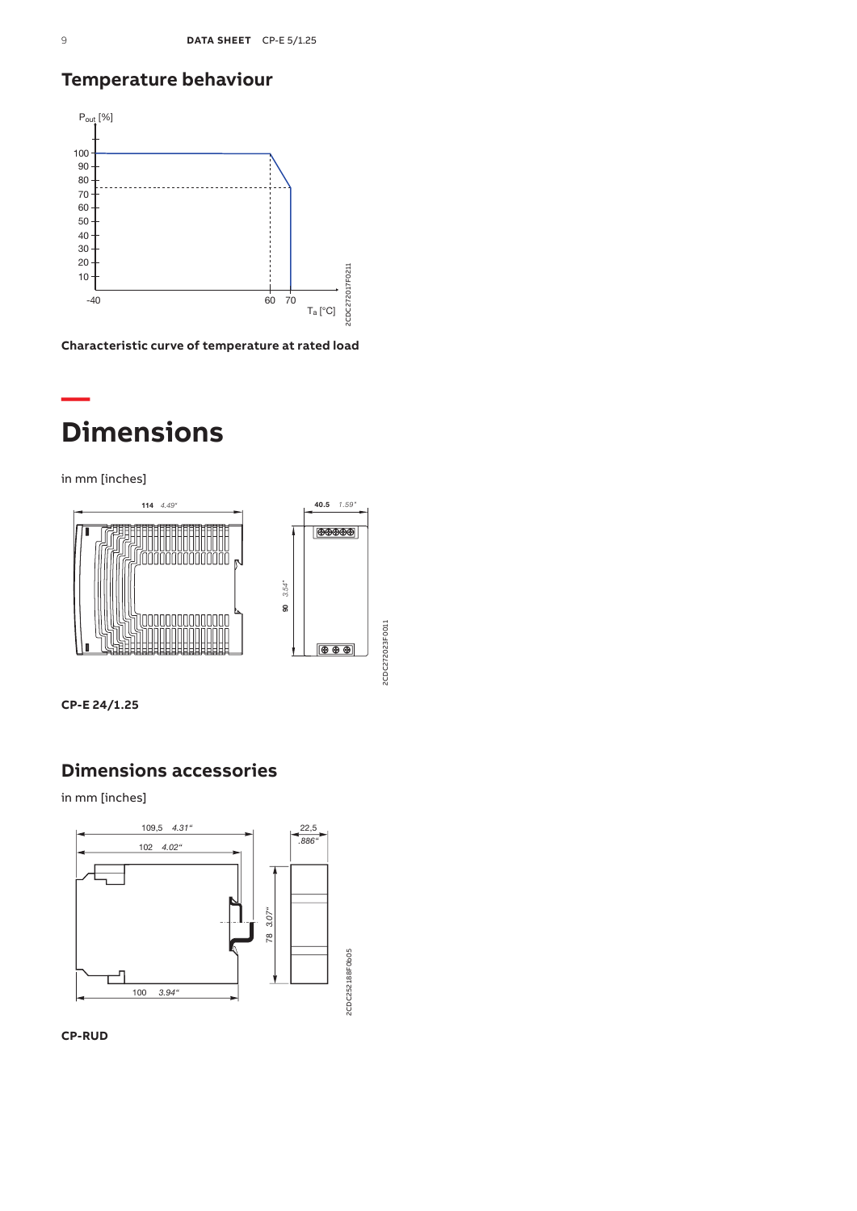## Temperature behaviour

**Characteristic curve of temperature at rated load**

# Dimensions

in mm [inches]

**CP-E 24/1.25**

## Dimensions accessories

in mm [inches]

**CP-RUD**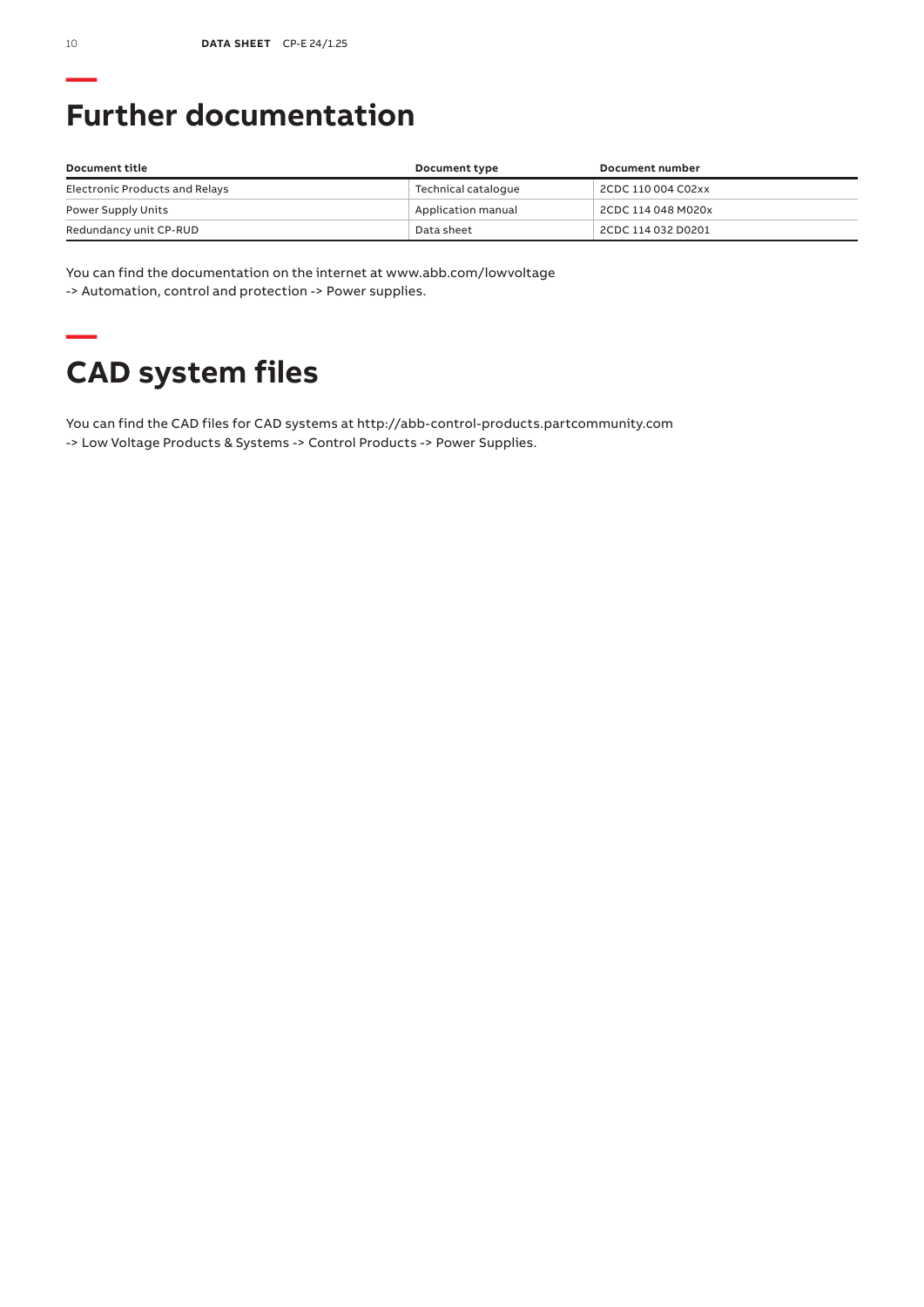## Further documentation

| Document title | Document type | Document number |
| --- | --- | --- |
| Electronic Products and Relays | Technical catalogue | 2CDC 110 004 C02xx |
| Power Supply Units | Application manual | 2CDC 114 048 M020x |
| Redundancy unit CP-RUD | Data sheet | 2CDC 114 032 D0201 |

You can find the documentation on the internet at www.abb.com/lowvoltage
-> Automation, control and protection -> Power supplies.

## CAD system files

You can find the CAD files for CAD systems at http://abb-control-products.partcommunity.com
-> Low Voltage Products & Systems -> Control Products -> Power Supplies.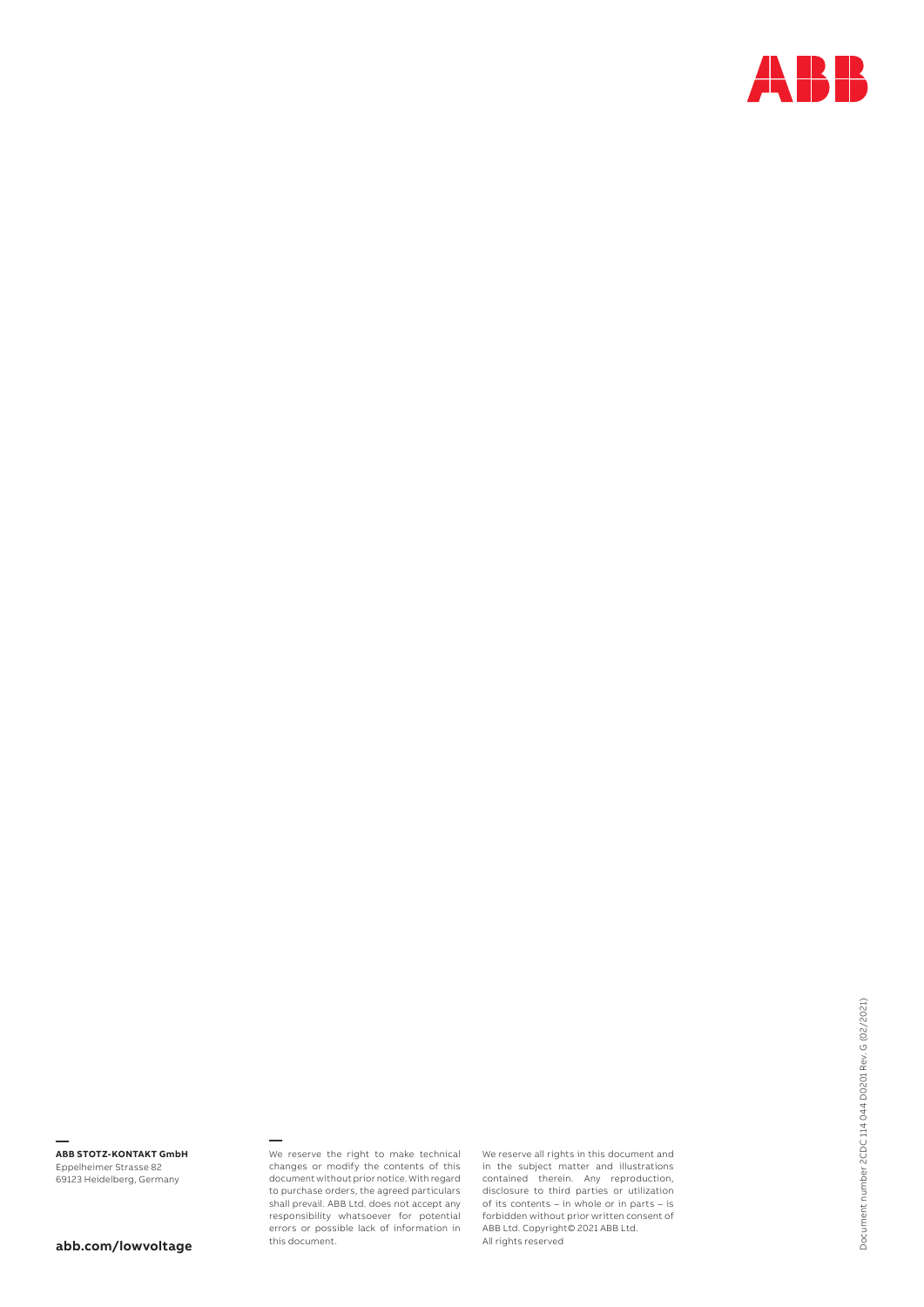—
**ABB STOTZ-KONTAKT GmbH**
Eppelheimer Strasse 82
69123 Heidelberg, Germany

**abb.com/lowvoltage**

—
We reserve the right to make technical changes or modify the contents of this document without prior notice. With regard to purchase orders, the agreed particulars shall prevail. ABB Ltd. does not accept any responsibility whatsoever for potential errors or possible lack of information in this document.

We reserve all rights in this document and in the subject matter and illustrations contained therein. Any reproduction, disclosure to third parties or utilization of its contents – in whole or in parts – is forbidden without prior written consent of ABB Ltd. Copyright© 2021 ABB Ltd.
All rights reserved

Document number 2CDC 114 044 D0201 Rev. G (02/2021)